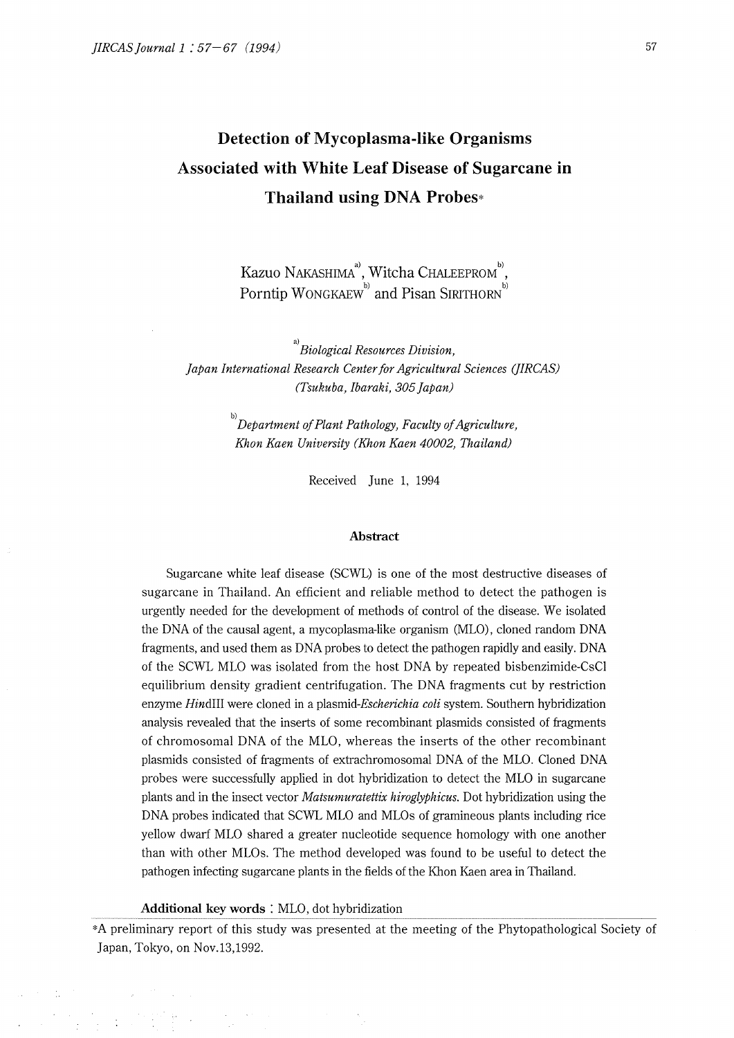# Detection of Mycoplasma-like Organisms Associated with White Leaf Disease of Sugarcane in Thailand using DNA Probes*

Kazuo NAKASHIMA[a], Witcha CHALEEPROM[b], Porntip WONGKAEW[b] and Pisan SIRITHORN[b]

[a] *Biological Resources Division, Japan International Research Center for Agricultural Sciences (JIRCAS) (Tsukuba, Ibaraki, 305 Japan)*

[b] *Department of Plant Pathology, Faculty of Agriculture, Khon Kaen University (Khon Kaen 40002, Thailand)*

Received June 1, 1994

## Abstract

Sugarcane white leaf disease (SCWL) is one of the most destructive diseases of sugarcane in Thailand. An efficient and reliable method to detect the pathogen is urgently needed for the development of methods of control of the disease. We isolated the DNA of the causal agent, a mycoplasma-like organism (MLO), cloned random DNA fragments, and used them as DNA probes to detect the pathogen rapidly and easily. DNA of the SCWL MLO was isolated from the host DNA by repeated bisbenzimide-CsCl equilibrium density gradient centrifugation. The DNA fragments cut by restriction enzyme *Hin*dIII were cloned in a plasmid-*Escherichia coli* system. Southern hybridization analysis revealed that the inserts of some recombinant plasmids consisted of fragments of chromosomal DNA of the MLO, whereas the inserts of the other recombinant plasmids consisted of fragments of extrachromosomal DNA of the MLO. Cloned DNA probes were successfully applied in dot hybridization to detect the MLO in sugarcane plants and in the insect vector *Matsumuratettix hiroglyphicus*. Dot hybridization using the DNA probes indicated that SCWL MLO and MLOs of gramineous plants including rice yellow dwarf MLO shared a greater nucleotide sequence homology with one another than with other MLOs. The method developed was found to be useful to detect the pathogen infecting sugarcane plants in the fields of the Khon Kaen area in Thailand.

**Additional key words**: MLO, dot hybridization

*A preliminary report of this study was presented at the meeting of the Phytopathological Society of Japan, Tokyo, on Nov.13,1992.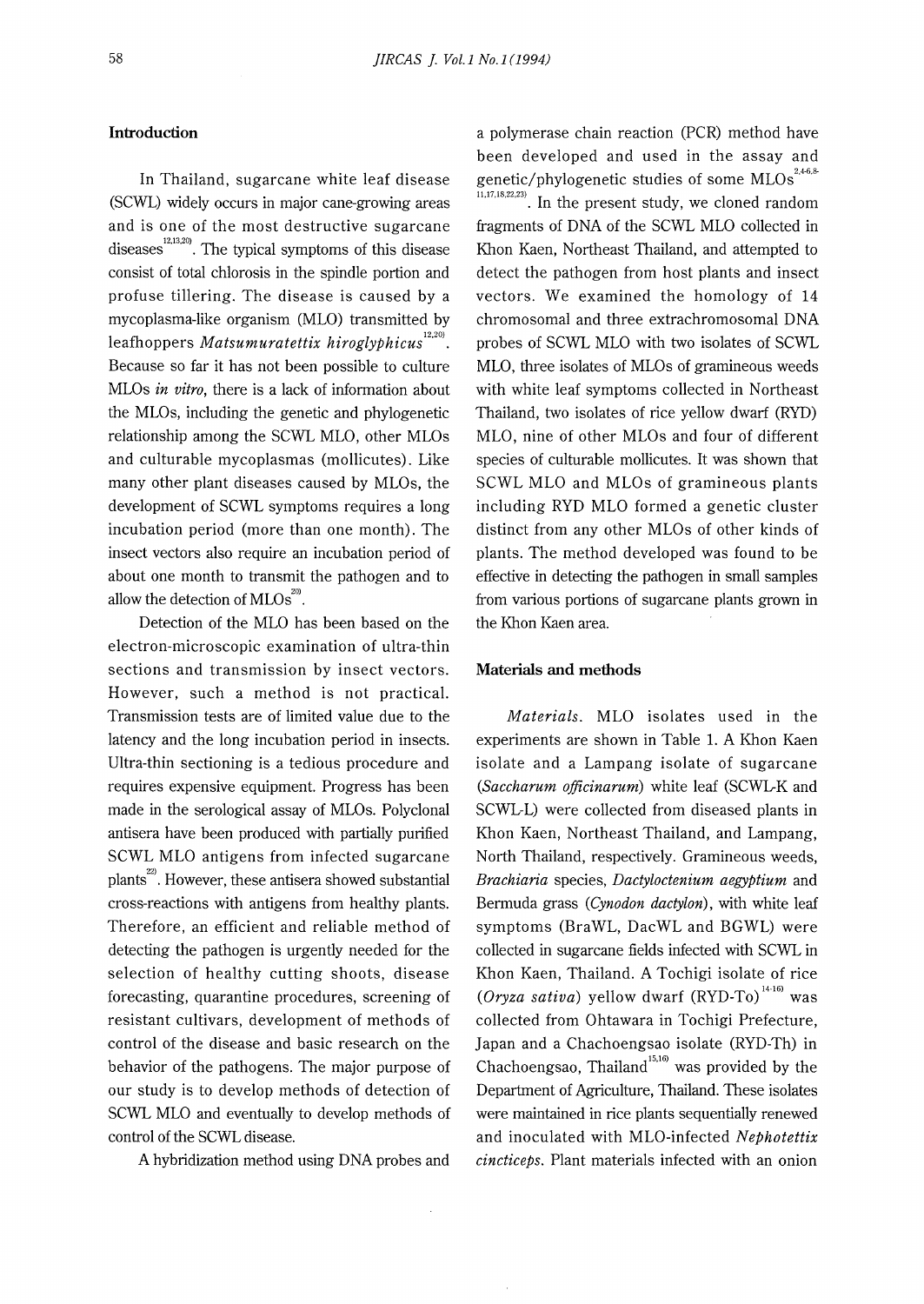## Introduction

In Thailand, sugarcane white leaf disease (SCWL) widely occurs in major cane-growing areas and is one of the most destructive sugarcane diseases[12,13,20]. The typical symptoms of this disease consist of total chlorosis in the spindle portion and profuse tillering. The disease is caused by a mycoplasma-like organism (MLO) transmitted by leafhoppers *Matsumuratettix hiroglyphicus*[12,20]. Because so far it has not been possible to culture MLOs *in vitro*, there is a lack of information about the MLOs, including the genetic and phylogenetic relationship among the SCWL MLO, other MLOs and culturable mycoplasmas (mollicutes). Like many other plant diseases caused by MLOs, the development of SCWL symptoms requires a long incubation period (more than one month). The insect vectors also require an incubation period of about one month to transmit the pathogen and to allow the detection of MLOs[20].

Detection of the MLO has been based on the electron-microscopic examination of ultra-thin sections and transmission by insect vectors. However, such a method is not practical. Transmission tests are of limited value due to the latency and the long incubation period in insects. Ultra-thin sectioning is a tedious procedure and requires expensive equipment. Progress has been made in the serological assay of MLOs. Polyclonal antisera have been produced with partially purified SCWL MLO antigens from infected sugarcane plants[22]. However, these antisera showed substantial cross-reactions with antigens from healthy plants. Therefore, an efficient and reliable method of detecting the pathogen is urgently needed for the selection of healthy cutting shoots, disease forecasting, quarantine procedures, screening of resistant cultivars, development of methods of control of the disease and basic research on the behavior of the pathogens. The major purpose of our study is to develop methods of detection of SCWL MLO and eventually to develop methods of control of the SCWL disease.

A hybridization method using DNA probes and a polymerase chain reaction (PCR) method have been developed and used in the assay and genetic/phylogenetic studies of some MLOs[2,4-6,8-11,17,18,22,23]. In the present study, we cloned random fragments of DNA of the SCWL MLO collected in Khon Kaen, Northeast Thailand, and attempted to detect the pathogen from host plants and insect vectors. We examined the homology of 14 chromosomal and three extrachromosomal DNA probes of SCWL MLO with two isolates of SCWL MLO, three isolates of MLOs of gramineous weeds with white leaf symptoms collected in Northeast Thailand, two isolates of rice yellow dwarf (RYD) MLO, nine of other MLOs and four of different species of culturable mollicutes. It was shown that SCWL MLO and MLOs of gramineous plants including RYD MLO formed a genetic cluster distinct from any other MLOs of other kinds of plants. The method developed was found to be effective in detecting the pathogen in small samples from various portions of sugarcane plants grown in the Khon Kaen area.

## Materials and methods

*Materials.* MLO isolates used in the experiments are shown in Table 1. A Khon Kaen isolate and a Lampang isolate of sugarcane (*Saccharum officinarum*) white leaf (SCWL-K and SCWL-L) were collected from diseased plants in Khon Kaen, Northeast Thailand, and Lampang, North Thailand, respectively. Gramineous weeds, *Brachiaria* species, *Dactyloctenium aegyptium* and Bermuda grass (*Cynodon dactylon*), with white leaf symptoms (BraWL, DacWL and BGWL) were collected in sugarcane fields infected with SCWL in Khon Kaen, Thailand. A Tochigi isolate of rice (*Oryza sativa*) yellow dwarf (RYD-To)[14-16] was collected from Ohtawara in Tochigi Prefecture, Japan and a Chachoengsao isolate (RYD-Th) in Chachoengsao, Thailand[15,16] was provided by the Department of Agriculture, Thailand. These isolates were maintained in rice plants sequentially renewed and inoculated with MLO-infected *Nephotettix cincticeps*. Plant materials infected with an onion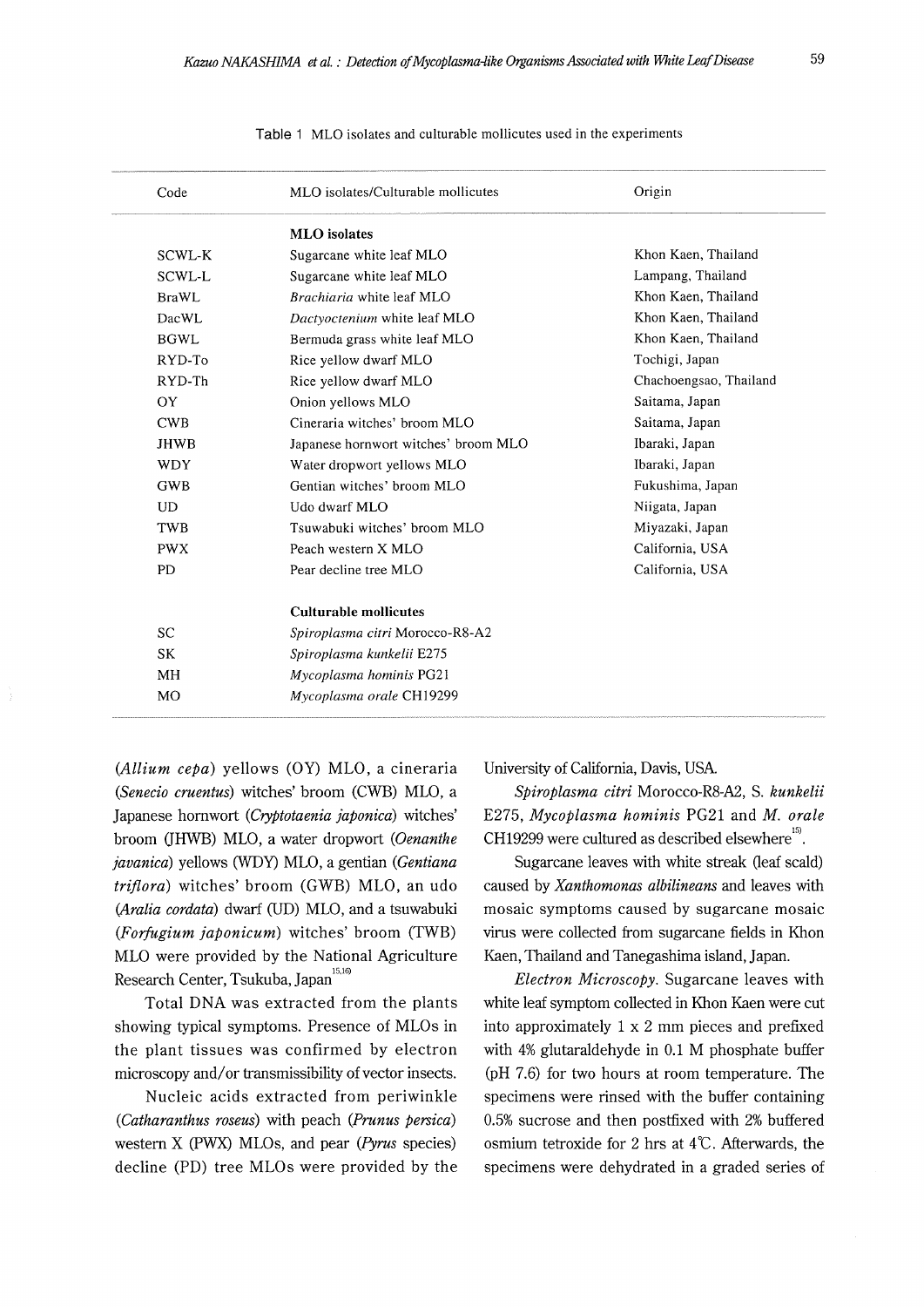Table 1 MLO isolates and culturable mollicutes used in the experiments

| Code | MLO isolates/Culturable mollicutes | Origin |
|---|---|---|
| | **MLO isolates** | |
| SCWL-K | Sugarcane white leaf MLO | Khon Kaen, Thailand |
| SCWL-L | Sugarcane white leaf MLO | Lampang, Thailand |
| BraWL | *Brachiaria* white leaf MLO | Khon Kaen, Thailand |
| DacWL | *Dactyoctenium* white leaf MLO | Khon Kaen, Thailand |
| BGWL | Bermuda grass white leaf MLO | Khon Kaen, Thailand |
| RYD-To | Rice yellow dwarf MLO | Tochigi, Japan |
| RYD-Th | Rice yellow dwarf MLO | Chachoengsao, Thailand |
| OY | Onion yellows MLO | Saitama, Japan |
| CWB | Cineraria witches' broom MLO | Saitama, Japan |
| JHWB | Japanese hornwort witches' broom MLO | Ibaraki, Japan |
| WDY | Water dropwort yellows MLO | Ibaraki, Japan |
| GWB | Gentian witches' broom MLO | Fukushima, Japan |
| UD | Udo dwarf MLO | Niigata, Japan |
| TWB | Tsuwabuki witches' broom MLO | Miyazaki, Japan |
| PWX | Peach western X MLO | California, USA |
| PD | Pear decline tree MLO | California, USA |
| | **Culturable mollicutes** | |
| SC | *Spiroplasma citri* Morocco-R8-A2 | |
| SK | *Spiroplasma kunkelii* E275 | |
| MH | *Mycoplasma hominis* PG21 | |
| MO | *Mycoplasma orale* CH19299 | |

(*Allium cepa*) yellows (OY) MLO, a cineraria (*Senecio cruentus*) witches' broom (CWB) MLO, a Japanese hornwort (*Cryptotaenia japonica*) witches' broom (JHWB) MLO, a water dropwort (*Oenanthe javanica*) yellows (WDY) MLO, a gentian (*Gentiana triflora*) witches' broom (GWB) MLO, an udo (*Aralia cordata*) dwarf (UD) MLO, and a tsuwabuki (*Forfugium japonicum*) witches' broom (TWB) MLO were provided by the National Agriculture Research Center, Tsukuba, Japan[15,16].

Total DNA was extracted from the plants showing typical symptoms. Presence of MLOs in the plant tissues was confirmed by electron microscopy and/or transmissibility of vector insects.

Nucleic acids extracted from periwinkle (*Catharanthus roseus*) with peach (*Prunus persica*) western X (PWX) MLOs, and pear (*Pyrus* species) decline (PD) tree MLOs were provided by the University of California, Davis, USA.

*Spiroplasma citri* Morocco-R8-A2, *S. kunkelii* E275, *Mycoplasma hominis* PG21 and *M. orale* CH19299 were cultured as described elsewhere[15].

Sugarcane leaves with white streak (leaf scald) caused by *Xanthomonas albilineans* and leaves with mosaic symptoms caused by sugarcane mosaic virus were collected from sugarcane fields in Khon Kaen, Thailand and Tanegashima island, Japan.

*Electron Microscopy.* Sugarcane leaves with white leaf symptom collected in Khon Kaen were cut into approximately 1 x 2 mm pieces and prefixed with 4% glutaraldehyde in 0.1 M phosphate buffer (pH 7.6) for two hours at room temperature. The specimens were rinsed with the buffer containing 0.5% sucrose and then postfixed with 2% buffered osmium tetroxide for 2 hrs at 4℃. Afterwards, the specimens were dehydrated in a graded series of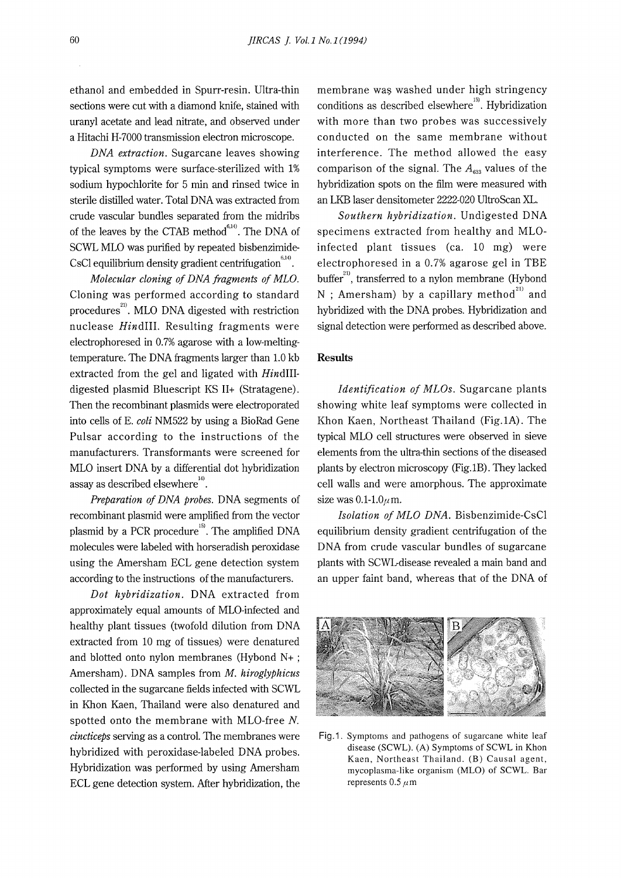ethanol and embedded in Spurr-resin. Ultra-thin sections were cut with a diamond knife, stained with uranyl acetate and lead nitrate, and observed under a Hitachi H-7000 transmission electron microscope.

*DNA extraction.* Sugarcane leaves showing typical symptoms were surface-sterilized with 1% sodium hypochlorite for 5 min and rinsed twice in sterile distilled water. Total DNA was extracted from crude vascular bundles separated from the midribs of the leaves by the CTAB method[6,14]. The DNA of SCWL MLO was purified by repeated bisbenzimide-CsCl equilibrium density gradient centrifugation[6,14].

*Molecular cloning of DNA fragments of MLO.* Cloning was performed according to standard procedures[21]. MLO DNA digested with restriction nuclease *Hin*dIII. Resulting fragments were electrophoresed in 0.7% agarose with a low-melting-temperature. The DNA fragments larger than 1.0 kb extracted from the gel and ligated with *Hin*dIII-digested plasmid Bluescript KS II+ (Stratagene). Then the recombinant plasmids were electroporated into cells of E. *coli* NM522 by using a BioRad Gene Pulsar according to the instructions of the manufacturers. Transformants were screened for MLO insert DNA by a differential dot hybridization assay as described elsewhere[14].

*Preparation of DNA probes.* DNA segments of recombinant plasmid were amplified from the vector plasmid by a PCR procedure[15]. The amplified DNA molecules were labeled with horseradish peroxidase using the Amersham ECL gene detection system according to the instructions of the manufacturers.

*Dot hybridization.* DNA extracted from approximately equal amounts of MLO-infected and healthy plant tissues (twofold dilution from DNA extracted from 10 mg of tissues) were denatured and blotted onto nylon membranes (Hybond N+ ; Amersham). DNA samples from *M. hiroglyphicus* collected in the sugarcane fields infected with SCWL in Khon Kaen, Thailand were also denatured and spotted onto the membrane with MLO-free *N. cincticeps* serving as a control. The membranes were hybridized with peroxidase-labeled DNA probes. Hybridization was performed by using Amersham ECL gene detection system. After hybridization, the membrane was washed under high stringency conditions as described elsewhere[15]. Hybridization with more than two probes was successively conducted on the same membrane without interference. The method allowed the easy comparison of the signal. The $A_{633}$ values of the hybridization spots on the film were measured with an LKB laser densitometer 2222-020 UltroScan XL.

*Southern hybridization.* Undigested DNA specimens extracted from healthy and MLO-infected plant tissues (ca. 10 mg) were electrophoresed in a 0.7% agarose gel in TBE buffer[21], transferred to a nylon membrane (Hybond N ; Amersham) by a capillary method[21] and hybridized with the DNA probes. Hybridization and signal detection were performed as described above.

## Results

*Identification of MLOs.* Sugarcane plants showing white leaf symptoms were collected in Khon Kaen, Northeast Thailand (Fig.1A). The typical MLO cell structures were observed in sieve elements from the ultra-thin sections of the diseased plants by electron microscopy (Fig.1B). They lacked cell walls and were amorphous. The approximate size was 0.1-1.0$\mu$m.

*Isolation of MLO DNA.* Bisbenzimide-CsCl equilibrium density gradient centrifugation of the DNA from crude vascular bundles of sugarcane plants with SCWL-disease revealed a main band and an upper faint band, whereas that of the DNA of

A

B

Fig.1. Symptoms and pathogens of sugarcane white leaf disease (SCWL). (A) Symptoms of SCWL in Khon Kaen, Northeast Thailand. (B) Causal agent, mycoplasma-like organism (MLO) of SCWL. Bar represents 0.5 $\mu$m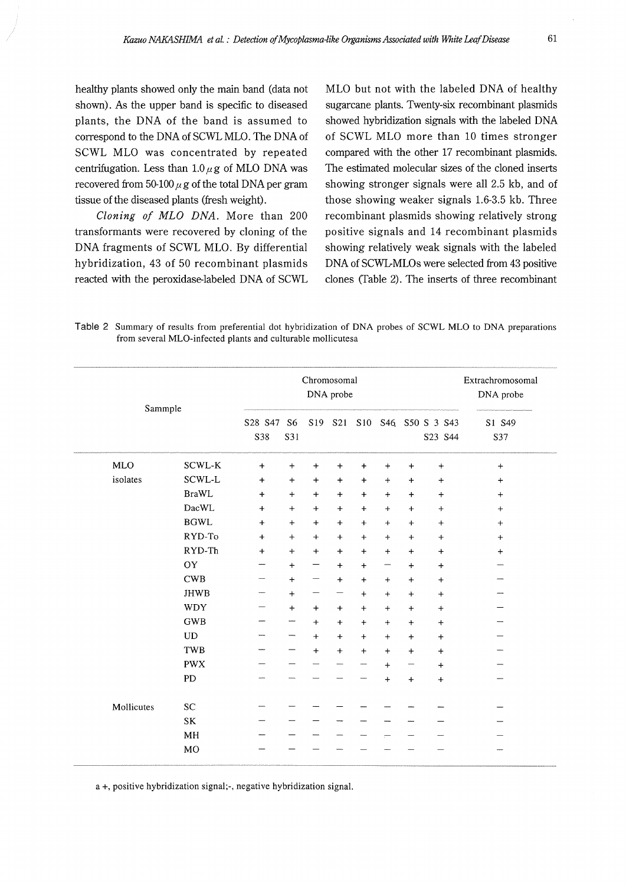healthy plants showed only the main band (data not shown). As the upper band is specific to diseased plants, the DNA of the band is assumed to correspond to the DNA of SCWL MLO. The DNA of SCWL MLO was concentrated by repeated centrifugation. Less than 1.0 $\mu$g of MLO DNA was recovered from 50-100 $\mu$g of the total DNA per gram tissue of the diseased plants (fresh weight).

*Cloning of MLO DNA*. More than 200 transformants were recovered by cloning of the DNA fragments of SCWL MLO. By differential hybridization, 43 of 50 recombinant plasmids reacted with the peroxidase-labeled DNA of SCWL MLO but not with the labeled DNA of healthy sugarcane plants. Twenty-six recombinant plasmids showed hybridization signals with the labeled DNA of SCWL MLO more than 10 times stronger compared with the other 17 recombinant plasmids. The estimated molecular sizes of the cloned inserts showing stronger signals were all 2.5 kb, and of those showing weaker signals 1.6-3.5 kb. Three recombinant plasmids showing relatively strong positive signals and 14 recombinant plasmids showing relatively weak signals with the labeled DNA of SCWL-MLOs were selected from 43 positive clones (Table 2). The inserts of three recombinant

Table 2 Summary of results from preferential dot hybridization of DNA probes of SCWL MLO to DNA preparations from several MLO-infected plants and culturable mollicutesa

| Sammple | | Chromosomal DNA probe | | | | | | | | Extrachromosomal DNA probe |
|---|---|---|---|---|---|---|---|---|---|---|
| | | S28 S47 S38 | S6 S31 | S19 | S21 | S10 | S46 | S50 | S 3 S43 S23 S44 | S1 S49 S37 |
| MLO isolates | SCWL-K | + | + | + | + | + | + | + | + | + |
| | SCWL-L | + | + | + | + | + | + | + | + | + |
| | BraWL | + | + | + | + | + | + | + | + | + |
| | DacWL | + | + | + | + | + | + | + | + | + |
| | BGWL | + | + | + | + | + | + | + | + | + |
| | RYD-To | + | + | + | + | + | + | + | + | + |
| | RYD-Th | + | + | + | + | + | + | + | + | + |
| | OY | − | + | − | + | + | − | + | + | − |
| | CWB | − | + | − | + | + | + | + | + | − |
| | JHWB | − | + | − | − | + | + | + | + | − |
| | WDY | − | + | + | + | + | + | + | + | − |
| | GWB | − | − | + | + | + | + | + | + | − |
| | UD | − | − | + | + | + | + | + | + | − |
| | TWB | − | − | + | + | + | + | + | + | − |
| | PWX | − | − | − | − | − | + | − | + | − |
| | PD | − | − | − | − | − | + | + | + | − |
| Mollicutes | SC | − | − | − | − | − | − | − | − | − |
| | SK | − | − | − | − | − | − | − | − | − |
| | MH | − | − | − | − | − | − | − | − | − |
| | MO | − | − | − | − | − | − | − | − | − |

a +, positive hybridization signal;-, negative hybridization signal.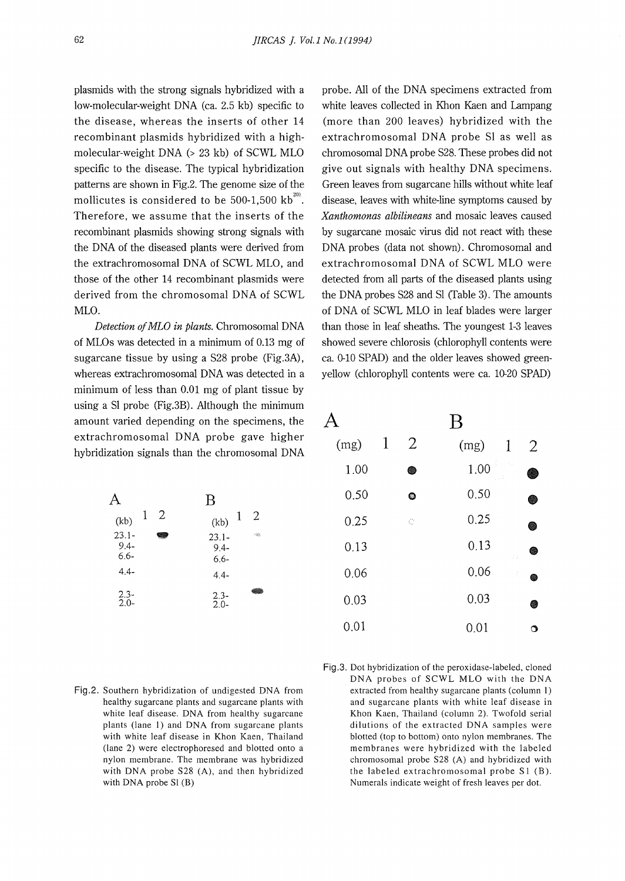plasmids with the strong signals hybridized with a low-molecular-weight DNA (ca. 2.5 kb) specific to the disease, whereas the inserts of other 14 recombinant plasmids hybridized with a high-molecular-weight DNA (> 23 kb) of SCWL MLO specific to the disease. The typical hybridization patterns are shown in Fig.2. The genome size of the mollicutes is considered to be 500-1,500 kb[20]. Therefore, we assume that the inserts of the recombinant plasmids showing strong signals with the DNA of the diseased plants were derived from the extrachromosomal DNA of SCWL MLO, and those of the other 14 recombinant plasmids were derived from the chromosomal DNA of SCWL MLO.

*Detection of MLO in plants.* Chromosomal DNA of MLOs was detected in a minimum of 0.13 mg of sugarcane tissue by using a S28 probe (Fig.3A), whereas extrachromosomal DNA was detected in a minimum of less than 0.01 mg of plant tissue by using a Sl probe (Fig.3B). Although the minimum amount varied depending on the specimens, the extrachromosomal DNA probe gave higher hybridization signals than the chromosomal DNA probe. All of the DNA specimens extracted from white leaves collected in Khon Kaen and Lampang (more than 200 leaves) hybridized with the extrachromosomal DNA probe Sl as well as chromosomal DNA probe S28. These probes did not give out signals with healthy DNA specimens. Green leaves from sugarcane hills without white leaf disease, leaves with white-line symptoms caused by *Xanthomonas albilineans* and mosaic leaves caused by sugarcane mosaic virus did not react with these DNA probes (data not shown). Chromosomal and extrachromosomal DNA of SCWL MLO were detected from all parts of the diseased plants using the DNA probes S28 and Sl (Table 3). The amounts of DNA of SCWL MLO in leaf blades were larger than those in leaf sheaths. The youngest 1-3 leaves showed severe chlorosis (chlorophyll contents were ca. 0-10 SPAD) and the older leaves showed green-yellow (chlorophyll contents were ca. 10-20 SPAD)

A
(kb) 1 2
23.1-
9.4-
6.6-
4.4-
2.3-
2.0-

B
(kb) 1 2
23.1-
9.4-
6.6-
4.4-
2.3-
2.0-

Fig.2. Southern hybridization of undigested DNA from healthy sugarcane plants and sugarcane plants with white leaf disease. DNA from healthy sugarcane plants (lane 1) and DNA from sugarcane plants with white leaf disease in Khon Kaen, Thailand (lane 2) were electrophoresed and blotted onto a nylon membrane. The membrane was hybridized with DNA probe S28 (A), and then hybridized with DNA probe Sl (B)

A
(mg) 1 2
1.00
0.50
0.25
0.13
0.06
0.03
0.01

B
(mg) 1 2
1.00
0.50
0.25
0.13
0.06
0.03
0.01

Fig.3. Dot hybridization of the peroxidase-labeled, cloned DNA probes of SCWL MLO with the DNA extracted from healthy sugarcane plants (column 1) and sugarcane plants with white leaf disease in Khon Kaen, Thailand (column 2). Twofold serial dilutions of the extracted DNA samples were blotted (top to bottom) onto nylon membranes. The membranes were hybridized with the labeled chromosomal probe S28 (A) and hybridized with the labeled extrachromosomal probe S1 (B). Numerals indicate weight of fresh leaves per dot.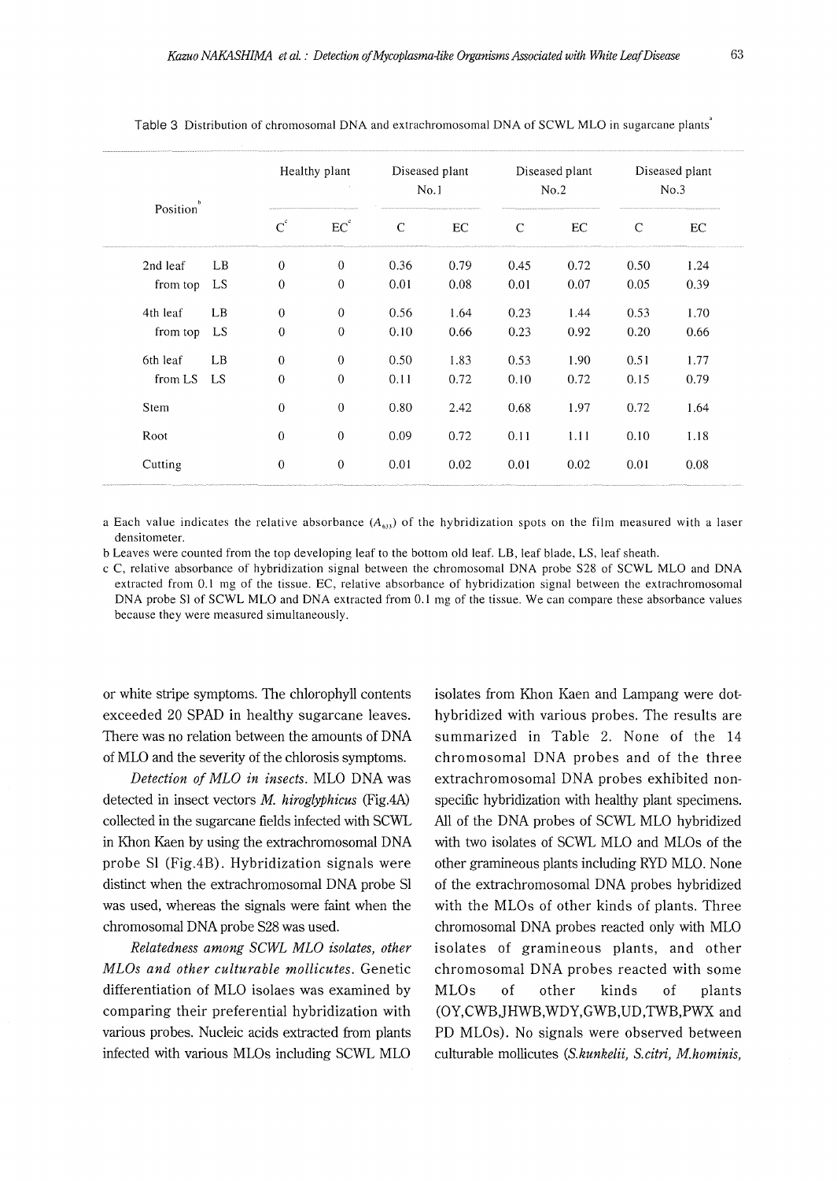Table 3 Distribution of chromosomal DNA and extrachromosomal DNA of SCWL MLO in sugarcane plants[a]

| Position[b] | | Healthy plant | | Diseased plant No.1 | | Diseased plant No.2 | | Diseased plant No.3 | |
|---|---|---|---|---|---|---|---|---|---|
| | | C[c] | EC[c] | C | EC | C | EC | C | EC |
| 2nd leaf | LB | 0 | 0 | 0.36 | 0.79 | 0.45 | 0.72 | 0.50 | 1.24 |
| from top | LS | 0 | 0 | 0.01 | 0.08 | 0.01 | 0.07 | 0.05 | 0.39 |
| 4th leaf | LB | 0 | 0 | 0.56 | 1.64 | 0.23 | 1.44 | 0.53 | 1.70 |
| from top | LS | 0 | 0 | 0.10 | 0.66 | 0.23 | 0.92 | 0.20 | 0.66 |
| 6th leaf | LB | 0 | 0 | 0.50 | 1.83 | 0.53 | 1.90 | 0.51 | 1.77 |
| from LS | LS | 0 | 0 | 0.11 | 0.72 | 0.10 | 0.72 | 0.15 | 0.79 |
| Stem | | 0 | 0 | 0.80 | 2.42 | 0.68 | 1.97 | 0.72 | 1.64 |
| Root | | 0 | 0 | 0.09 | 0.72 | 0.11 | 1.11 | 0.10 | 1.18 |
| Cutting | | 0 | 0 | 0.01 | 0.02 | 0.01 | 0.02 | 0.01 | 0.08 |

a Each value indicates the relative absorbance ($A_{633}$) of the hybridization spots on the film measured with a laser densitometer.

b Leaves were counted from the top developing leaf to the bottom old leaf. LB, leaf blade, LS, leaf sheath.

c C, relative absorbance of hybridization signal between the chromosomal DNA probe S28 of SCWL MLO and DNA extracted from 0.1 mg of the tissue. EC, relative absorbance of hybridization signal between the extrachromosomal DNA probe Sl of SCWL MLO and DNA extracted from 0.1 mg of the tissue. We can compare these absorbance values because they were measured simultaneously.

or white stripe symptoms. The chlorophyll contents exceeded 20 SPAD in healthy sugarcane leaves. There was no relation between the amounts of DNA of MLO and the severity of the chlorosis symptoms.

*Detection of MLO in insects.* MLO DNA was detected in insect vectors *M. hiroglyphicus* (Fig.4A) collected in the sugarcane fields infected with SCWL in Khon Kaen by using the extrachromosomal DNA probe Sl (Fig.4B). Hybridization signals were distinct when the extrachromosomal DNA probe Sl was used, whereas the signals were faint when the chromosomal DNA probe S28 was used.

*Relatedness among SCWL MLO isolates, other MLOs and other culturable mollicutes.* Genetic differentiation of MLO isolaes was examined by comparing their preferential hybridization with various probes. Nucleic acids extracted from plants infected with various MLOs including SCWL MLO isolates from Khon Kaen and Lampang were dot-hybridized with various probes. The results are summarized in Table 2. None of the 14 chromosomal DNA probes and of the three extrachromosomal DNA probes exhibited non-specific hybridization with healthy plant specimens. All of the DNA probes of SCWL MLO hybridized with two isolates of SCWL MLO and MLOs of the other gramineous plants including RYD MLO. None of the extrachromosomal DNA probes hybridized with the MLOs of other kinds of plants. Three chromosomal DNA probes reacted only with MLO isolates of gramineous plants, and other chromosomal DNA probes reacted with some MLOs of other kinds of plants (OY,CWB,JHWB,WDY,GWB,UD,TWB,PWX and PD MLOs). No signals were observed between culturable mollicutes (*S.kunkelii, S.citri, M.hominis,*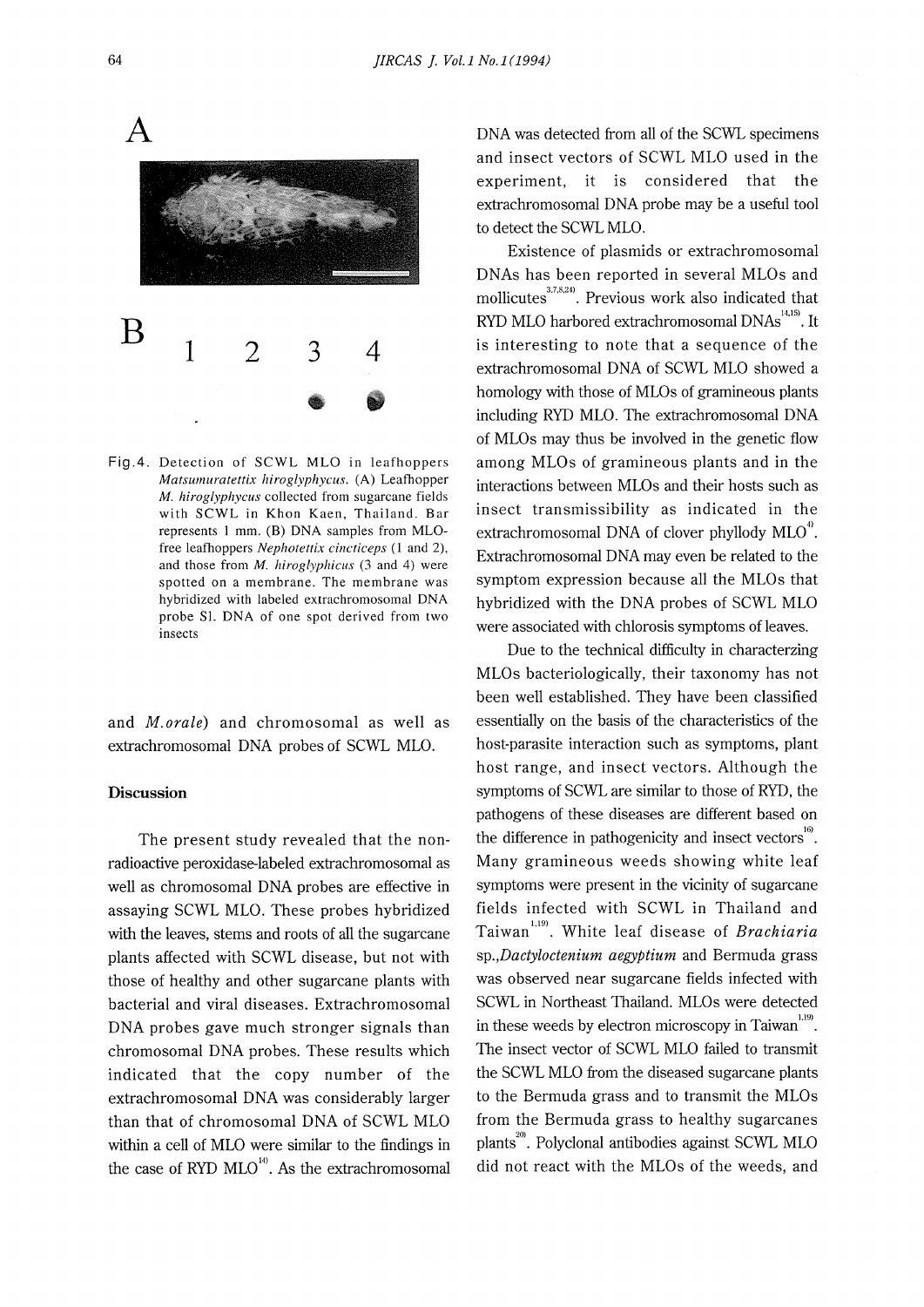A

B 1 2 3 4

Fig.4. Detection of SCWL MLO in leafhoppers *Matsumuratettix hiroglyphycus*. (A) Leafhopper *M. hiroglyphycus* collected from sugarcane fields with SCWL in Khon Kaen, Thailand. Bar represents 1 mm. (B) DNA samples from MLO-free leafhoppers *Nephotettix cincticeps* (1 and 2), and those from *M. hiroglyphicus* (3 and 4) were spotted on a membrane. The membrane was hybridized with labeled extrachromosomal DNA probe S1. DNA of one spot derived from two insects

and *M.orale*) and chromosomal as well as extrachromosomal DNA probes of SCWL MLO.

### Discussion

The present study revealed that the non-radioactive peroxidase-labeled extrachromosomal as well as chromosomal DNA probes are effective in assaying SCWL MLO. These probes hybridized with the leaves, stems and roots of all the sugarcane plants affected with SCWL disease, but not with those of healthy and other sugarcane plants with bacterial and viral diseases. Extrachromosomal DNA probes gave much stronger signals than chromosomal DNA probes. These results which indicated that the copy number of the extrachromosomal DNA was considerably larger than that of chromosomal DNA of SCWL MLO within a cell of MLO were similar to the findings in the case of RYD MLO[14]. As the extrachromosomal DNA was detected from all of the SCWL specimens and insect vectors of SCWL MLO used in the experiment, it is considered that the extrachromosomal DNA probe may be a useful tool to detect the SCWL MLO.

Existence of plasmids or extrachromosomal DNAs has been reported in several MLOs and mollicutes[3,7,8,24]. Previous work also indicated that RYD MLO harbored extrachromosomal DNAs[14,15]. It is interesting to note that a sequence of the extrachromosomal DNA of SCWL MLO showed a homology with those of MLOs of gramineous plants including RYD MLO. The extrachromosomal DNA of MLOs may thus be involved in the genetic flow among MLOs of gramineous plants and in the interactions between MLOs and their hosts such as insect transmissibility as indicated in the extrachromosomal DNA of clover phyllody MLO[4]. Extrachromosomal DNA may even be related to the symptom expression because all the MLOs that hybridized with the DNA probes of SCWL MLO were associated with chlorosis symptoms of leaves.

Due to the technical difficulty in characterzing MLOs bacteriologically, their taxonomy has not been well established. They have been classified essentially on the basis of the characteristics of the host-parasite interaction such as symptoms, plant host range, and insect vectors. Although the symptoms of SCWL are similar to those of RYD, the pathogens of these diseases are different based on the difference in pathogenicity and insect vectors[16]. Many gramineous weeds showing white leaf symptoms were present in the vicinity of sugarcane fields infected with SCWL in Thailand and Taiwan[1,19]. White leaf disease of *Brachiaria* sp.,*Dactyloctenium aegyptium* and Bermuda grass was observed near sugarcane fields infected with SCWL in Northeast Thailand. MLOs were detected in these weeds by electron microscopy in Taiwan[1,19]. The insect vector of SCWL MLO failed to transmit the SCWL MLO from the diseased sugarcane plants to the Bermuda grass and to transmit the MLOs from the Bermuda grass to healthy sugarcanes plants[20]. Polyclonal antibodies against SCWL MLO did not react with the MLOs of the weeds, and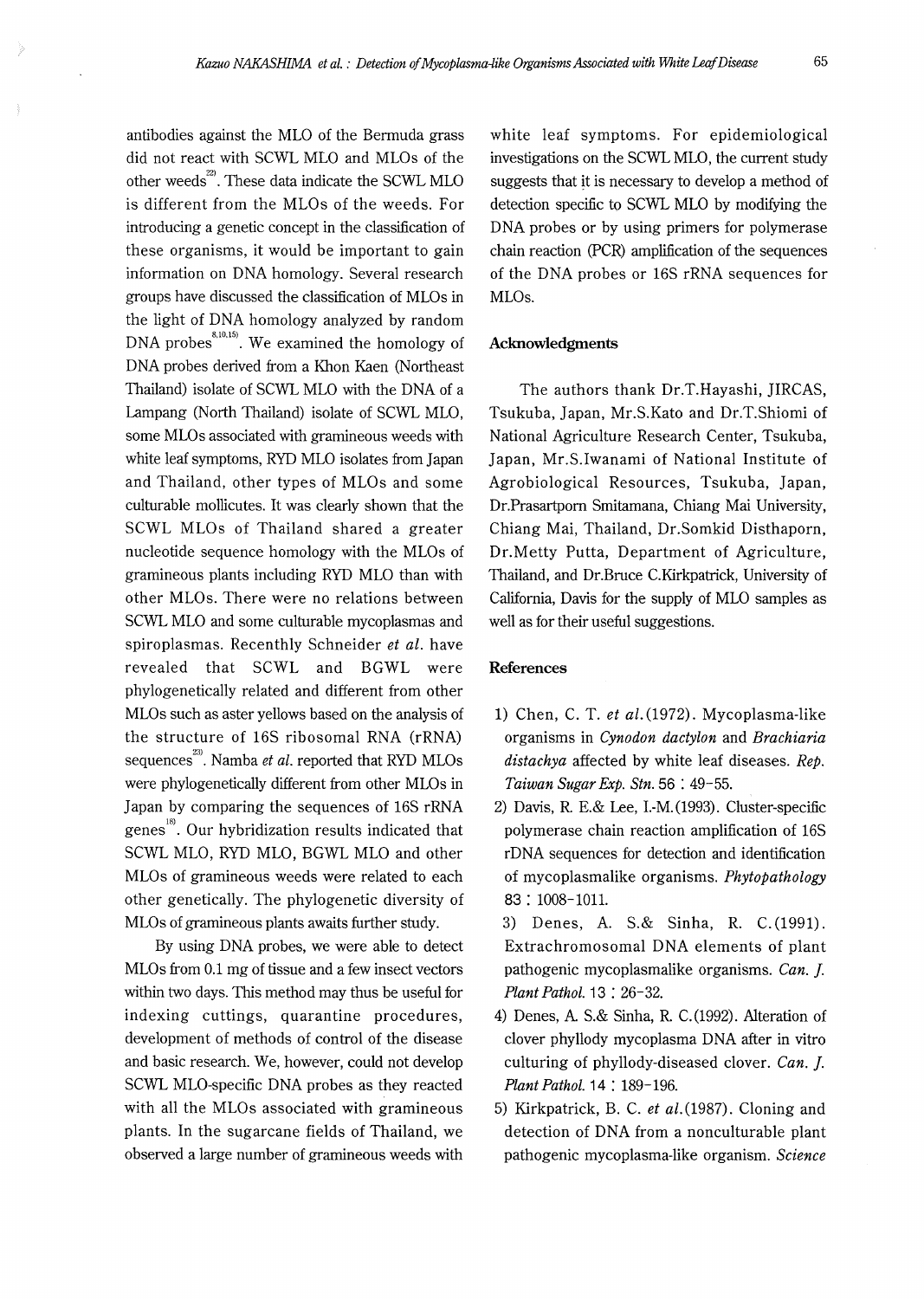antibodies against the MLO of the Bermuda grass did not react with SCWL MLO and MLOs of the other weeds[22]. These data indicate the SCWL MLO is different from the MLOs of the weeds. For introducing a genetic concept in the classification of these organisms, it would be important to gain information on DNA homology. Several research groups have discussed the classification of MLOs in the light of DNA homology analyzed by random DNA probes[8,10,15]. We examined the homology of DNA probes derived from a Khon Kaen (Northeast Thailand) isolate of SCWL MLO with the DNA of a Lampang (North Thailand) isolate of SCWL MLO, some MLOs associated with gramineous weeds with white leaf symptoms, RYD MLO isolates from Japan and Thailand, other types of MLOs and some culturable mollicutes. It was clearly shown that the SCWL MLOs of Thailand shared a greater nucleotide sequence homology with the MLOs of gramineous plants including RYD MLO than with other MLOs. There were no relations between SCWL MLO and some culturable mycoplasmas and spiroplasmas. Recenthly Schneider *et al.* have revealed that SCWL and BGWL were phylogenetically related and different from other MLOs such as aster yellows based on the analysis of the structure of 16S ribosomal RNA (rRNA) sequences[23]. Namba *et al.* reported that RYD MLOs were phylogenetically different from other MLOs in Japan by comparing the sequences of 16S rRNA genes[18]. Our hybridization results indicated that SCWL MLO, RYD MLO, BGWL MLO and other MLOs of gramineous weeds were related to each other genetically. The phylogenetic diversity of MLOs of gramineous plants awaits further study.

By using DNA probes, we were able to detect MLOs from 0.1 mg of tissue and a few insect vectors within two days. This method may thus be useful for indexing cuttings, quarantine procedures, development of methods of control of the disease and basic research. We, however, could not develop SCWL MLO-specific DNA probes as they reacted with all the MLOs associated with gramineous plants. In the sugarcane fields of Thailand, we observed a large number of gramineous weeds with white leaf symptoms. For epidemiological investigations on the SCWL MLO, the current study suggests that it is necessary to develop a method of detection specific to SCWL MLO by modifying the DNA probes or by using primers for polymerase chain reaction (PCR) amplification of the sequences of the DNA probes or 16S rRNA sequences for MLOs.

### Acknowledgments

The authors thank Dr.T.Hayashi, JIRCAS, Tsukuba, Japan, Mr.S.Kato and Dr.T.Shiomi of National Agriculture Research Center, Tsukuba, Japan, Mr.S.Iwanami of National Institute of Agrobiological Resources, Tsukuba, Japan, Dr.Prasartporn Smitamana, Chiang Mai University, Chiang Mai, Thailand, Dr.Somkid Disthaporn, Dr.Metty Putta, Department of Agriculture, Thailand, and Dr.Bruce C.Kirkpatrick, University of California, Davis for the supply of MLO samples as well as for their useful suggestions.

### References

1) Chen, C. T. *et al.*(1972). Mycoplasma-like organisms in *Cynodon dactylon* and *Brachiaria distachya* affected by white leaf diseases. *Rep. Taiwan Sugar Exp. Stn.* 56 : 49–55.

2) Davis, R. E.& Lee, I.-M.(1993). Cluster-specific polymerase chain reaction amplification of 16S rDNA sequences for detection and identification of mycoplasmalike organisms. *Phytopathology* 83 : 1008–1011.

3) Denes, A. S.& Sinha, R. C.(1991). Extrachromosomal DNA elements of plant pathogenic mycoplasmalike organisms. *Can. J. Plant Pathol.* 13 : 26–32.

4) Denes, A. S.& Sinha, R. C.(1992). Alteration of clover phyllody mycoplasma DNA after in vitro culturing of phyllody-diseased clover. *Can. J. Plant Pathol.* 14 : 189–196.

5) Kirkpatrick, B. C. *et al.*(1987). Cloning and detection of DNA from a nonculturable plant pathogenic mycoplasma-like organism. *Science*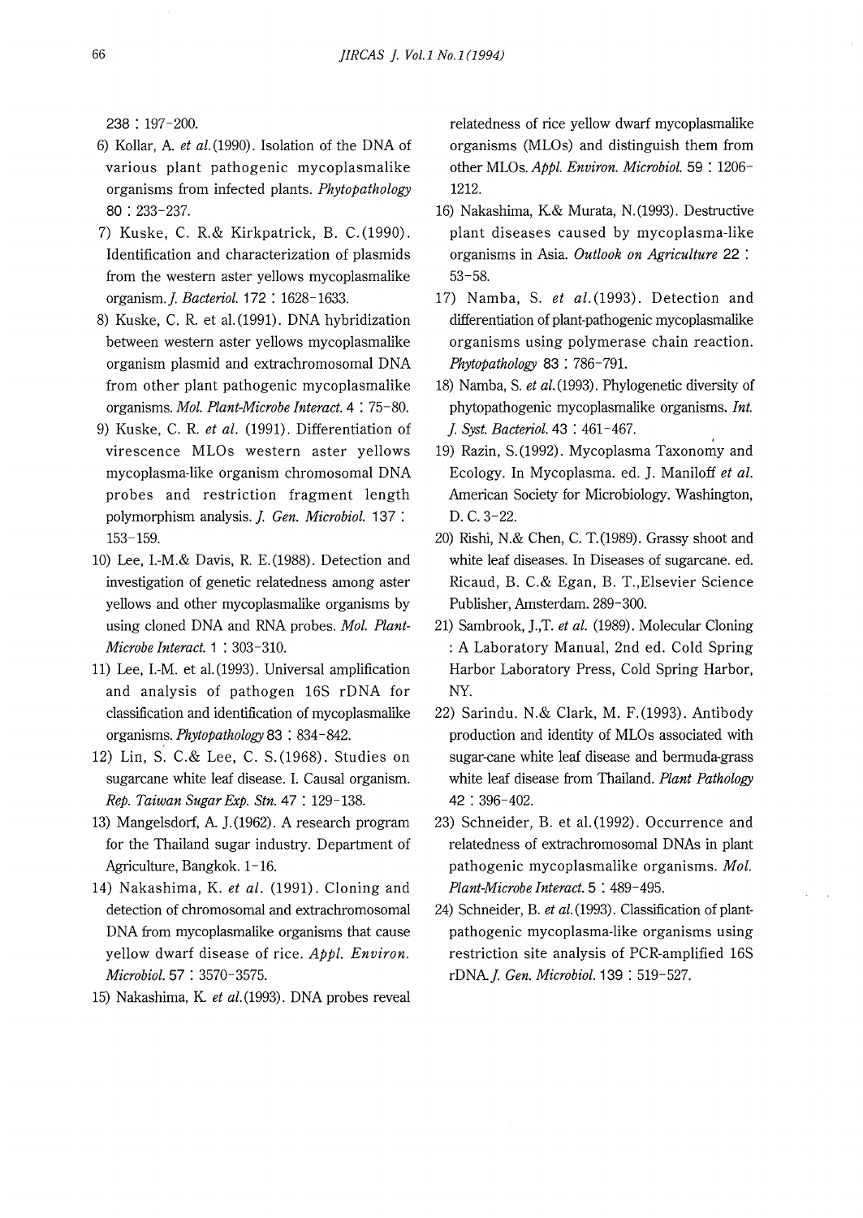238 : 197-200.

6) Kollar, A. *et al.*(1990). Isolation of the DNA of various plant pathogenic mycoplasmalike organisms from infected plants. *Phytopathology* 80 : 233-237.

7) Kuske, C. R.& Kirkpatrick, B. C.(1990). Identification and characterization of plasmids from the western aster yellows mycoplasmalike organism. *J. Bacteriol.* 172 : 1628-1633.

8) Kuske, C. R. et al.(1991). DNA hybridization between western aster yellows mycoplasmalike organism plasmid and extrachromosomal DNA from other plant pathogenic mycoplasmalike organisms. *Mol. Plant-Microbe Interact.* 4 : 75-80.

9) Kuske, C. R. *et al.* (1991). Differentiation of virescence MLOs western aster yellows mycoplasma-like organism chromosomal DNA probes and restriction fragment length polymorphism analysis. *J. Gen. Microbiol.* 137 : 153-159.

10) Lee, I.-M.& Davis, R. E.(1988). Detection and investigation of genetic relatedness among aster yellows and other mycoplasmalike organisms by using cloned DNA and RNA probes. *Mol. Plant-Microbe Interact.* 1 : 303-310.

11) Lee, I.-M. et al.(1993). Universal amplification and analysis of pathogen 16S rDNA for classification and identification of mycoplasmalike organisms. *Phytopathology* 83 : 834-842.

12) Lin, S. C.& Lee, C. S.(1968). Studies on sugarcane white leaf disease. I. Causal organism. *Rep. Taiwan Sugar Exp. Stn.* 47 : 129-138.

13) Mangelsdorf, A. J.(1962). A research program for the Thailand sugar industry. Department of Agriculture, Bangkok. 1-16.

14) Nakashima, K. *et al.* (1991). Cloning and detection of chromosomal and extrachromosomal DNA from mycoplasmalike organisms that cause yellow dwarf disease of rice. *Appl. Environ. Microbiol.* 57 : 3570-3575.

15) Nakashima, K. *et al.*(1993). DNA probes reveal relatedness of rice yellow dwarf mycoplasmalike organisms (MLOs) and distinguish them from other MLOs. *Appl. Environ. Microbiol.* 59 : 1206-1212.

16) Nakashima, K.& Murata, N.(1993). Destructive plant diseases caused by mycoplasma-like organisms in Asia. *Outlook on Agriculture* 22 : 53-58.

17) Namba, S. *et al.*(1993). Detection and differentiation of plant-pathogenic mycoplasmalike organisms using polymerase chain reaction. *Phytopathology* 83 : 786-791.

18) Namba, S. *et al.*(1993). Phylogenetic diversity of phytopathogenic mycoplasmalike organisms. *Int. J. Syst. Bacteriol.* 43 : 461-467.

19) Razin, S.(1992). Mycoplasma Taxonomy and Ecology. In Mycoplasma. ed. J. Maniloff *et al.* American Society for Microbiology. Washington, D. C. 3-22.

20) Rishi, N.& Chen, C. T.(1989). Grassy shoot and white leaf diseases. In Diseases of sugarcane. ed. Ricaud, B. C.& Egan, B. T.,Elsevier Science Publisher, Amsterdam. 289-300.

21) Sambrook, J.,T. *et al.* (1989). Molecular Cloning : A Laboratory Manual, 2nd ed. Cold Spring Harbor Laboratory Press, Cold Spring Harbor, NY.

22) Sarindu. N.& Clark, M. F.(1993). Antibody production and identity of MLOs associated with sugar-cane white leaf disease and bermuda-grass white leaf disease from Thailand. *Plant Pathology* 42 : 396-402.

23) Schneider, B. et al.(1992). Occurrence and relatedness of extrachromosomal DNAs in plant pathogenic mycoplasmalike organisms. *Mol. Plant-Microbe Interact.* 5 : 489-495.

24) Schneider, B. *et al.*(1993). Classification of plant-pathogenic mycoplasma-like organisms using restriction site analysis of PCR-amplified 16S rDNA. *J. Gen. Microbiol.* 139 : 519-527.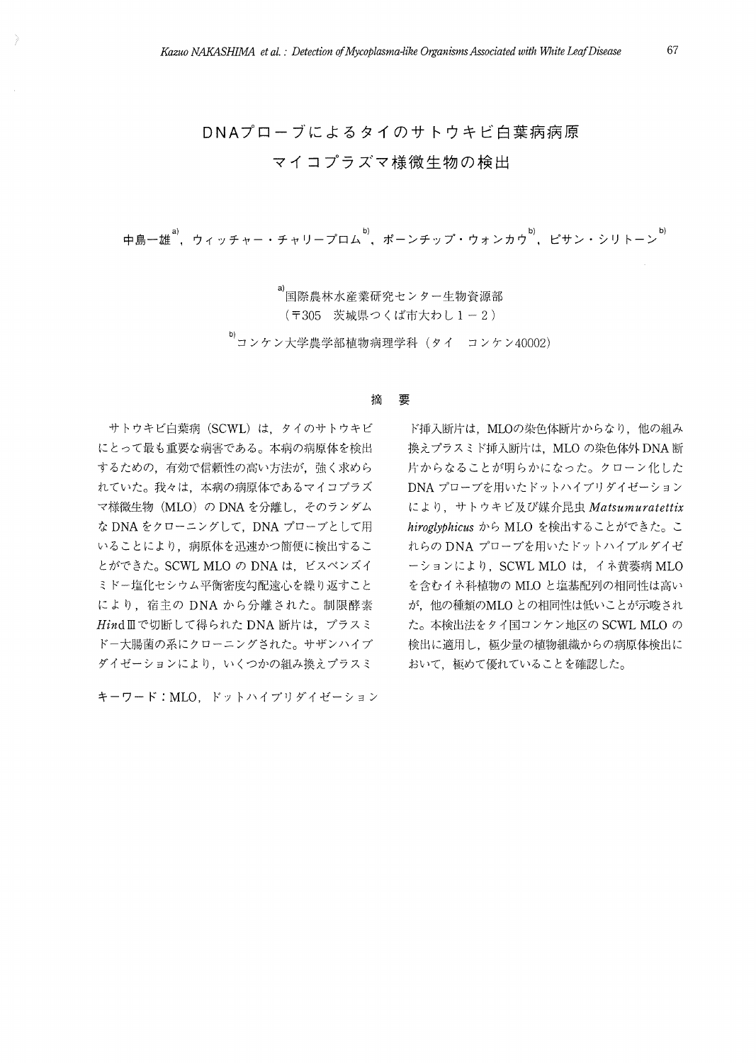# DNAプローブによるタイのサトウキビ白葉病病原マイコプラズマ様微生物の検出

中島一雄[a)]，ウィッチャー・チャリープロム[b)]，ポーンチップ・ウォンカウ[b)]，ピサン・シリトーン[b)]

[a)]国際農林水産業研究センター生物資源部
（〒305　茨城県つくば市大わし１－２）

[b)]コンケン大学農学部植物病理学科（タイ　コンケン40002）

## 摘　要

サトウキビ白葉病（SCWL）は，タイのサトウキビにとって最も重要な病害である。本病の病原体を検出するための，有効で信頼性の高い方法が，強く求められていた。我々は，本病の病原体であるマイコプラズマ様微生物（MLO）のDNAを分離し，そのランダムなDNAをクローニングして，DNAプローブとして用いることにより，病原体を迅速かつ簡便に検出することができた。SCWL MLOのDNAは，ビスベンズイミドー塩化セシウム平衡密度勾配遠心を繰り返すことにより，宿主のDNAから分離された。制限酵素*Hind*Ⅲで切断して得られたDNA断片は，プラスミドー大腸菌の系にクローニングされた。サザンハイブダイゼーションにより，いくつかの組み換えプラスミド挿入断片は，MLOの染色体断片からなり，他の組み換えプラスミド挿入断片は，MLOの染色体外DNA断片からなることが明らかになった。クローン化したDNAプローブを用いたドットハイブリダイゼーションにより，サトウキビ及び媒介昆虫*Matsumuratettix hiroglyphicus*からMLOを検出することができた。これらのDNAプローブを用いたドットハイブルダイゼーションにより，SCWL MLOは，イネ黄萎病MLOを含むイネ科植物のMLOと塩基配列の相同性は高いが，他の種類のMLOとの相同性は低いことが示唆された。本検出法をタイ国コンケン地区のSCWL MLOの検出に適用し，極少量の植物組織からの病原体検出において，極めて優れていることを確認した。

キーワード：MLO，ドットハイブリダイゼーション